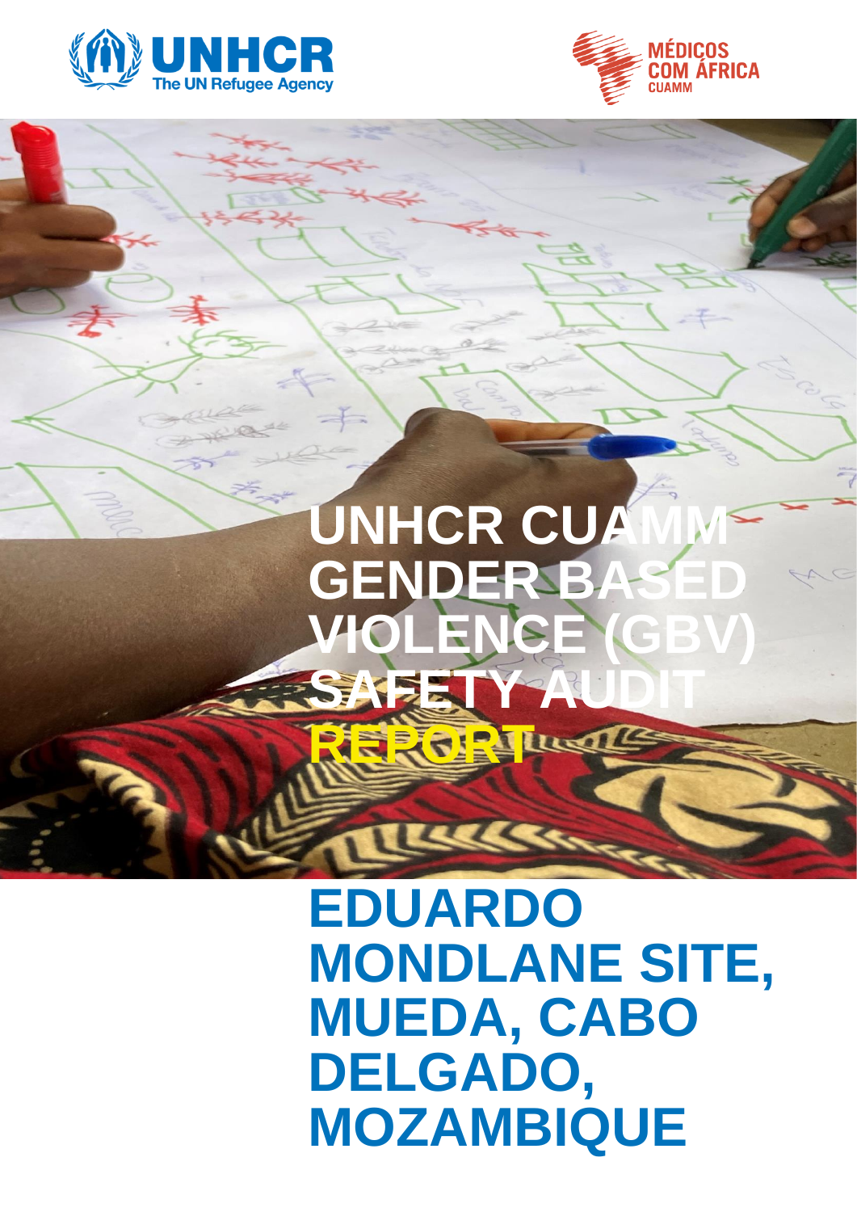# UNHCR CUAMM GENDER BASED VIOLENCE (GBV) SAFETY AUDIT REPORT

## EDUARDO MONDLANE SITE, MUEDA, CABO DELGADO, MOZAMBIQUE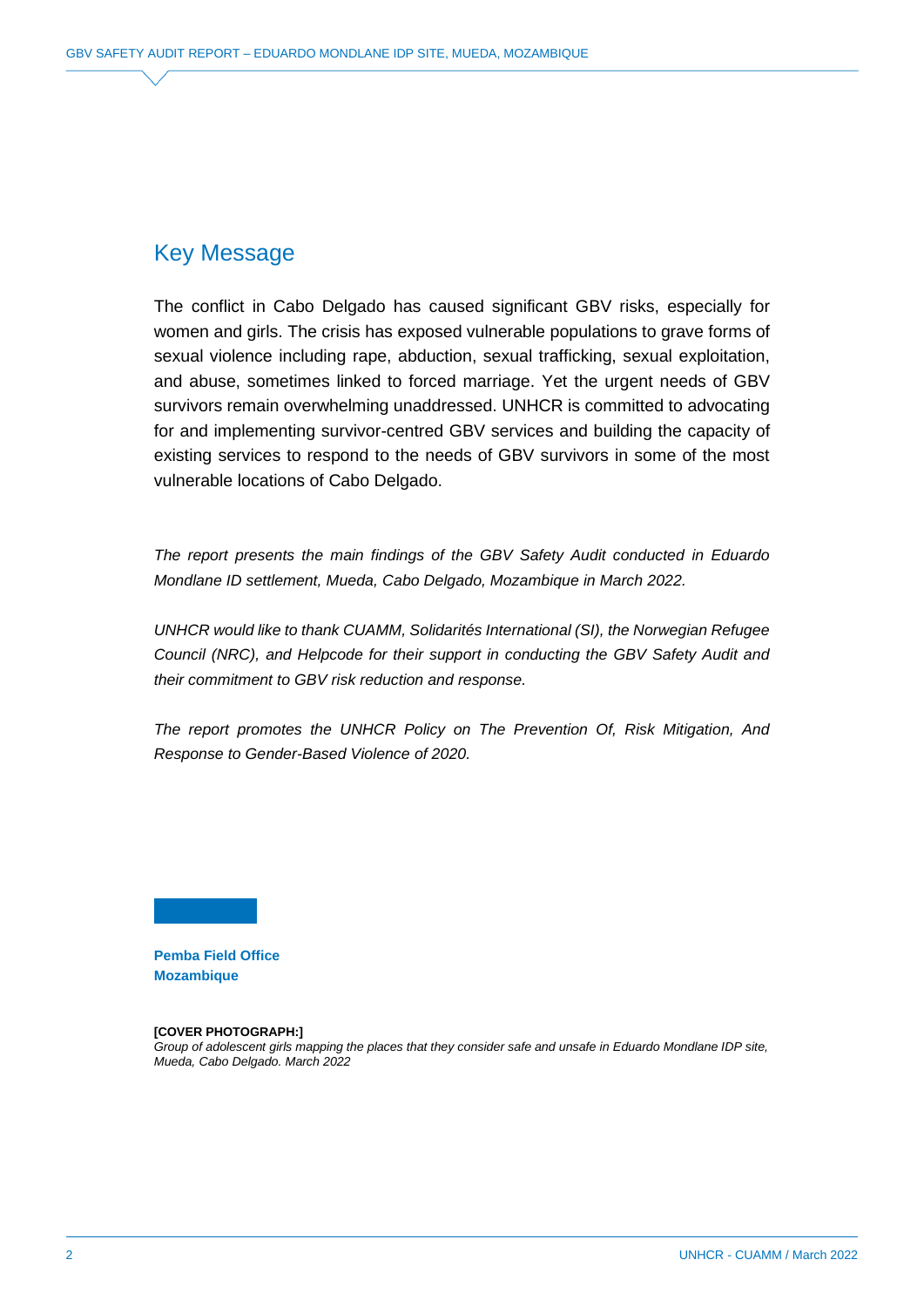## Key Message

The conflict in Cabo Delgado has caused significant GBV risks, especially for women and girls. The crisis has exposed vulnerable populations to grave forms of sexual violence including rape, abduction, sexual trafficking, sexual exploitation, and abuse, sometimes linked to forced marriage. Yet the urgent needs of GBV survivors remain overwhelming unaddressed. UNHCR is committed to advocating for and implementing survivor-centred GBV services and building the capacity of existing services to respond to the needs of GBV survivors in some of the most vulnerable locations of Cabo Delgado.

*The report presents the main findings of the GBV Safety Audit conducted in Eduardo Mondlane ID settlement, Mueda, Cabo Delgado, Mozambique in March 2022.*

*UNHCR would like to thank CUAMM, Solidarités International (SI), the Norwegian Refugee Council (NRC), and Helpcode for their support in conducting the GBV Safety Audit and their commitment to GBV risk reduction and response.*

*The report promotes the UNHCR Policy on The Prevention Of, Risk Mitigation, And Response to Gender-Based Violence of 2020.*

**Pemba Field Office**
**Mozambique**

**[COVER PHOTOGRAPH:]**
*Group of adolescent girls mapping the places that they consider safe and unsafe in Eduardo Mondlane IDP site, Mueda, Cabo Delgado. March 2022*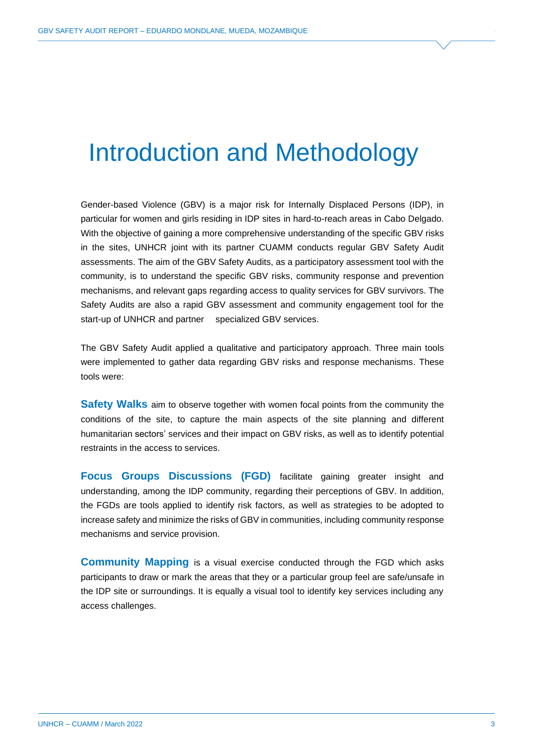# Introduction and Methodology

Gender-based Violence (GBV) is a major risk for Internally Displaced Persons (IDP), in particular for women and girls residing in IDP sites in hard-to-reach areas in Cabo Delgado. With the objective of gaining a more comprehensive understanding of the specific GBV risks in the sites, UNHCR joint with its partner CUAMM conducts regular GBV Safety Audit assessments. The aim of the GBV Safety Audits, as a participatory assessment tool with the community, is to understand the specific GBV risks, community response and prevention mechanisms, and relevant gaps regarding access to quality services for GBV survivors. The Safety Audits are also a rapid GBV assessment and community engagement tool for the start-up of UNHCR and partner specialized GBV services.

The GBV Safety Audit applied a qualitative and participatory approach. Three main tools were implemented to gather data regarding GBV risks and response mechanisms. These tools were:

**Safety Walks** aim to observe together with women focal points from the community the conditions of the site, to capture the main aspects of the site planning and different humanitarian sectors' services and their impact on GBV risks, as well as to identify potential restraints in the access to services.

**Focus Groups Discussions (FGD)** facilitate gaining greater insight and understanding, among the IDP community, regarding their perceptions of GBV. In addition, the FGDs are tools applied to identify risk factors, as well as strategies to be adopted to increase safety and minimize the risks of GBV in communities, including community response mechanisms and service provision.

**Community Mapping** is a visual exercise conducted through the FGD which asks participants to draw or mark the areas that they or a particular group feel are safe/unsafe in the IDP site or surroundings. It is equally a visual tool to identify key services including any access challenges.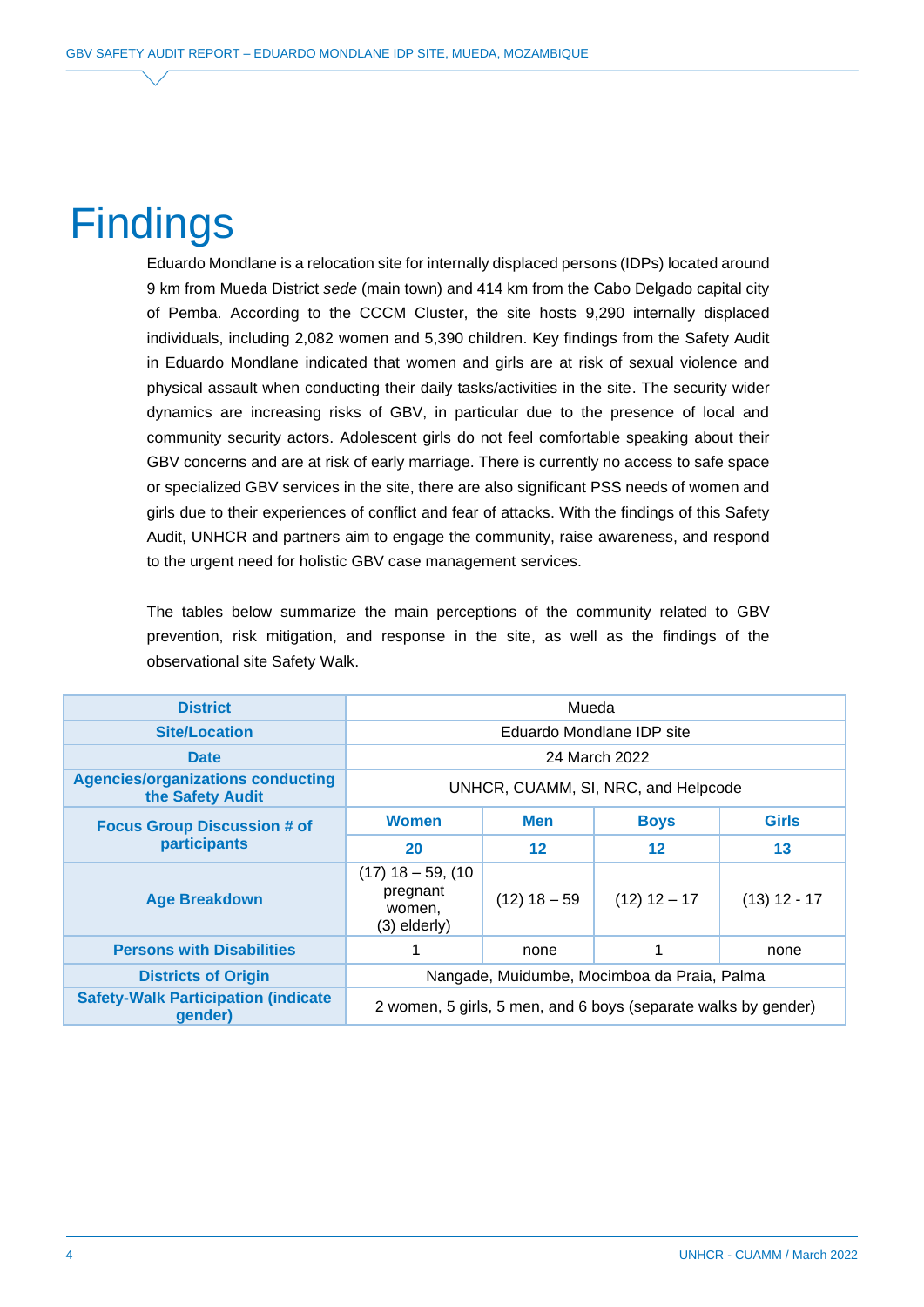# Findings

Eduardo Mondlane is a relocation site for internally displaced persons (IDPs) located around 9 km from Mueda District *sede* (main town) and 414 km from the Cabo Delgado capital city of Pemba. According to the CCCM Cluster, the site hosts 9,290 internally displaced individuals, including 2,082 women and 5,390 children. Key findings from the Safety Audit in Eduardo Mondlane indicated that women and girls are at risk of sexual violence and physical assault when conducting their daily tasks/activities in the site. The security wider dynamics are increasing risks of GBV, in particular due to the presence of local and community security actors. Adolescent girls do not feel comfortable speaking about their GBV concerns and are at risk of early marriage. There is currently no access to safe space or specialized GBV services in the site, there are also significant PSS needs of women and girls due to their experiences of conflict and fear of attacks. With the findings of this Safety Audit, UNHCR and partners aim to engage the community, raise awareness, and respond to the urgent need for holistic GBV case management services.

The tables below summarize the main perceptions of the community related to GBV prevention, risk mitigation, and response in the site, as well as the findings of the observational site Safety Walk.

| **District** | Mueda | | | |
|---|---|---|---|---|
| **Site/Location** | Eduardo Mondlane IDP site | | | |
| **Date** | 24 March 2022 | | | |
| **Agencies/organizations conducting the Safety Audit** | UNHCR, CUAMM, SI, NRC, and Helpcode | | | |
| **Focus Group Discussion # of participants** | **Women** | **Men** | **Boys** | **Girls** |
| | **20** | **12** | **12** | **13** |
| **Age Breakdown** | (17) 18 – 59, (10 pregnant women, (3) elderly) | (12) 18 – 59 | (12) 12 – 17 | (13) 12 - 17 |
| **Persons with Disabilities** | 1 | none | 1 | none |
| **Districts of Origin** | Nangade, Muidumbe, Mocimboa da Praia, Palma | | | |
| **Safety-Walk Participation (indicate gender)** | 2 women, 5 girls, 5 men, and 6 boys (separate walks by gender) | | | |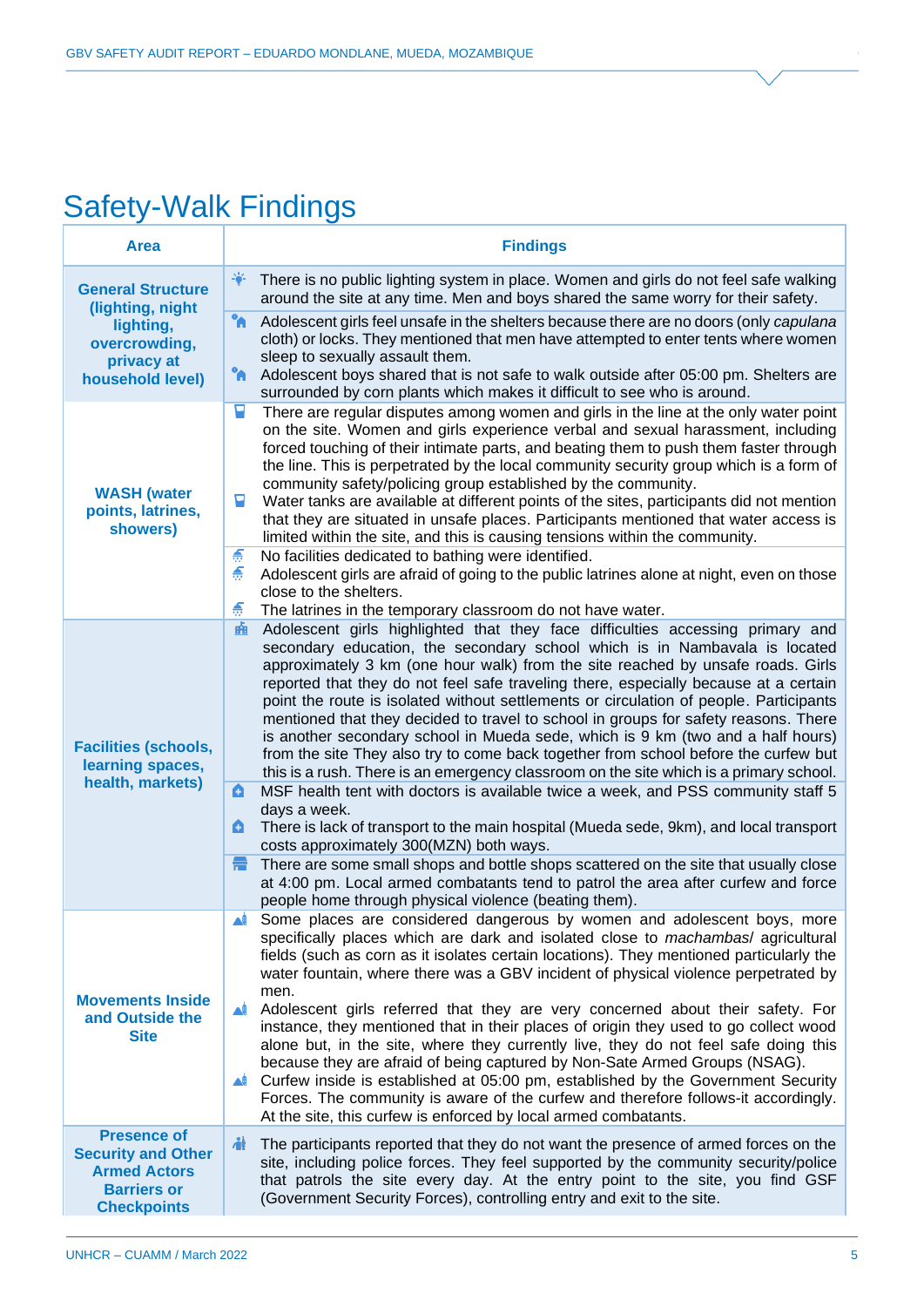# Safety-Walk Findings

| Area | Findings |
|---|---|
| **General Structure (lighting, night lighting, overcrowding, privacy at household level)** | There is no public lighting system in place. Women and girls do not feel safe walking around the site at any time. Men and boys shared the same worry for their safety.<br>Adolescent girls feel unsafe in the shelters because there are no doors (only *capulana* cloth) or locks. They mentioned that men have attempted to enter tents where women sleep to sexually assault them.<br>Adolescent boys shared that is not safe to walk outside after 05:00 pm. Shelters are surrounded by corn plants which makes it difficult to see who is around. |
| **WASH (water points, latrines, showers)** | There are regular disputes among women and girls in the line at the only water point on the site. Women and girls experience verbal and sexual harassment, including forced touching of their intimate parts, and beating them to push them faster through the line. This is perpetrated by the local community security group which is a form of community safety/policing group established by the community.<br>Water tanks are available at different points of the sites, participants did not mention that they are situated in unsafe places. Participants mentioned that water access is limited within the site, and this is causing tensions within the community.<br>No facilities dedicated to bathing were identified.<br>Adolescent girls are afraid of going to the public latrines alone at night, even on those close to the shelters.<br>The latrines in the temporary classroom do not have water. |
| **Facilities (schools, learning spaces, health, markets)** | Adolescent girls highlighted that they face difficulties accessing primary and secondary education, the secondary school which is in Nambavala is located approximately 3 km (one hour walk) from the site reached by unsafe roads. Girls reported that they do not feel safe traveling there, especially because at a certain point the route is isolated without settlements or circulation of people. Participants mentioned that they decided to travel to school in groups for safety reasons. There is another secondary school in Mueda sede, which is 9 km (two and a half hours) from the site They also try to come back together from school before the curfew but this is a rush. There is an emergency classroom on the site which is a primary school.<br>MSF health tent with doctors is available twice a week, and PSS community staff 5 days a week.<br>There is lack of transport to the main hospital (Mueda sede, 9km), and local transport costs approximately 300(MZN) both ways.<br>There are some small shops and bottle shops scattered on the site that usually close at 4:00 pm. Local armed combatants tend to patrol the area after curfew and force people home through physical violence (beating them). |
| **Movements Inside and Outside the Site** | Some places are considered dangerous by women and adolescent boys, more specifically places which are dark and isolated close to *machambas*/ agricultural fields (such as corn as it isolates certain locations). They mentioned particularly the water fountain, where there was a GBV incident of physical violence perpetrated by men.<br>Adolescent girls referred that they are very concerned about their safety. For instance, they mentioned that in their places of origin they used to go collect wood alone but, in the site, where they currently live, they do not feel safe doing this because they are afraid of being captured by Non-Sate Armed Groups (NSAG).<br>Curfew inside is established at 05:00 pm, established by the Government Security Forces. The community is aware of the curfew and therefore follows-it accordingly. At the site, this curfew is enforced by local armed combatants. |
| **Presence of Security and Other Armed Actors Barriers or Checkpoints** | The participants reported that they do not want the presence of armed forces on the site, including police forces. They feel supported by the community security/police that patrols the site every day. At the entry point to the site, you find GSF (Government Security Forces), controlling entry and exit to the site. |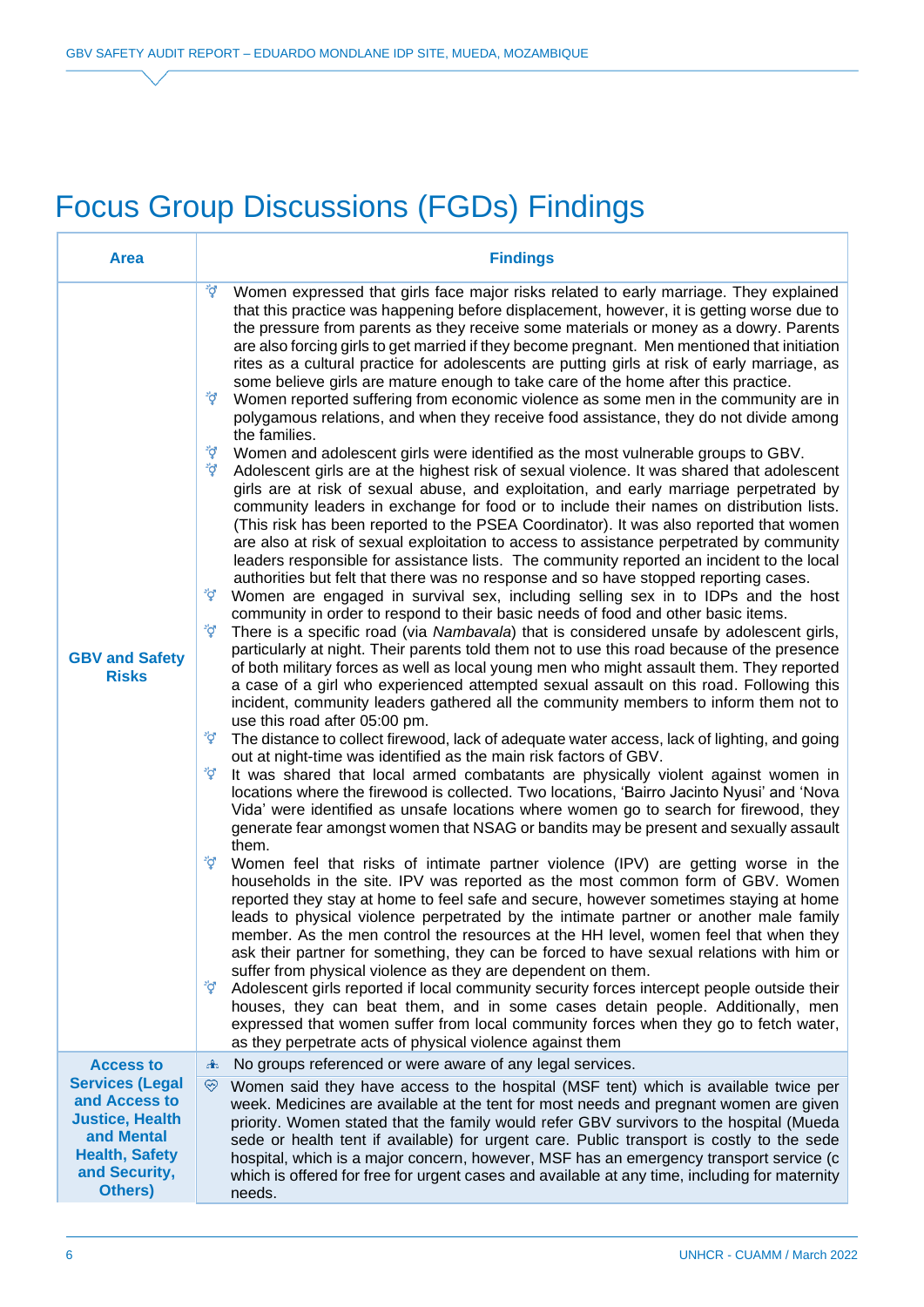# Focus Group Discussions (FGDs) Findings

| Area | Findings |
|---|---|
| **GBV and Safety Risks** | ⚥ Women expressed that girls face major risks related to early marriage. They explained that this practice was happening before displacement, however, it is getting worse due to the pressure from parents as they receive some materials or money as a dowry. Parents are also forcing girls to get married if they become pregnant. Men mentioned that initiation rites as a cultural practice for adolescents are putting girls at risk of early marriage, as some believe girls are mature enough to take care of the home after this practice.<br>⚥ Women reported suffering from economic violence as some men in the community are in polygamous relations, and when they receive food assistance, they do not divide among the families.<br>⚥ Women and adolescent girls were identified as the most vulnerable groups to GBV.<br>⚥ Adolescent girls are at the highest risk of sexual violence. It was shared that adolescent girls are at risk of sexual abuse, and exploitation, and early marriage perpetrated by community leaders in exchange for food or to include their names on distribution lists. (This risk has been reported to the PSEA Coordinator). It was also reported that women are also at risk of sexual exploitation to access to assistance perpetrated by community leaders responsible for assistance lists. The community reported an incident to the local authorities but felt that there was no response and so have stopped reporting cases.<br>⚥ Women are engaged in survival sex, including selling sex in to IDPs and the host community in order to respond to their basic needs of food and other basic items.<br>⚥ There is a specific road (via *Nambavala*) that is considered unsafe by adolescent girls, particularly at night. Their parents told them not to use this road because of the presence of both military forces as well as local young men who might assault them. They reported a case of a girl who experienced attempted sexual assault on this road. Following this incident, community leaders gathered all the community members to inform them not to use this road after 05:00 pm.<br>⚥ The distance to collect firewood, lack of adequate water access, lack of lighting, and going out at night-time was identified as the main risk factors of GBV.<br>⚥ It was shared that local armed combatants are physically violent against women in locations where the firewood is collected. Two locations, 'Bairro Jacinto Nyusi' and 'Nova Vida' were identified as unsafe locations where women go to search for firewood, they generate fear amongst women that NSAG or bandits may be present and sexually assault them.<br>⚥ Women feel that risks of intimate partner violence (IPV) are getting worse in the households in the site. IPV was reported as the most common form of GBV. Women reported they stay at home to feel safe and secure, however sometimes staying at home leads to physical violence perpetrated by the intimate partner or another male family member. As the men control the resources at the HH level, women feel that when they ask their partner for something, they can be forced to have sexual relations with him or suffer from physical violence as they are dependent on them.<br>⚥ Adolescent girls reported if local community security forces intercept people outside their houses, they can beat them, and in some cases detain people. Additionally, men expressed that women suffer from local community forces when they go to fetch water, as they perpetrate acts of physical violence against them |
| **Access to Services (Legal and Access to Justice, Health and Mental Health, Safety and Security, Others)** | No groups referenced or were aware of any legal services.<br>Women said they have access to the hospital (MSF tent) which is available twice per week. Medicines are available at the tent for most needs and pregnant women are given priority. Women stated that the family would refer GBV survivors to the hospital (Mueda sede or health tent if available) for urgent care. Public transport is costly to the sede hospital, which is a major concern, however, MSF has an emergency transport service (c which is offered for free for urgent cases and available at any time, including for maternity needs. |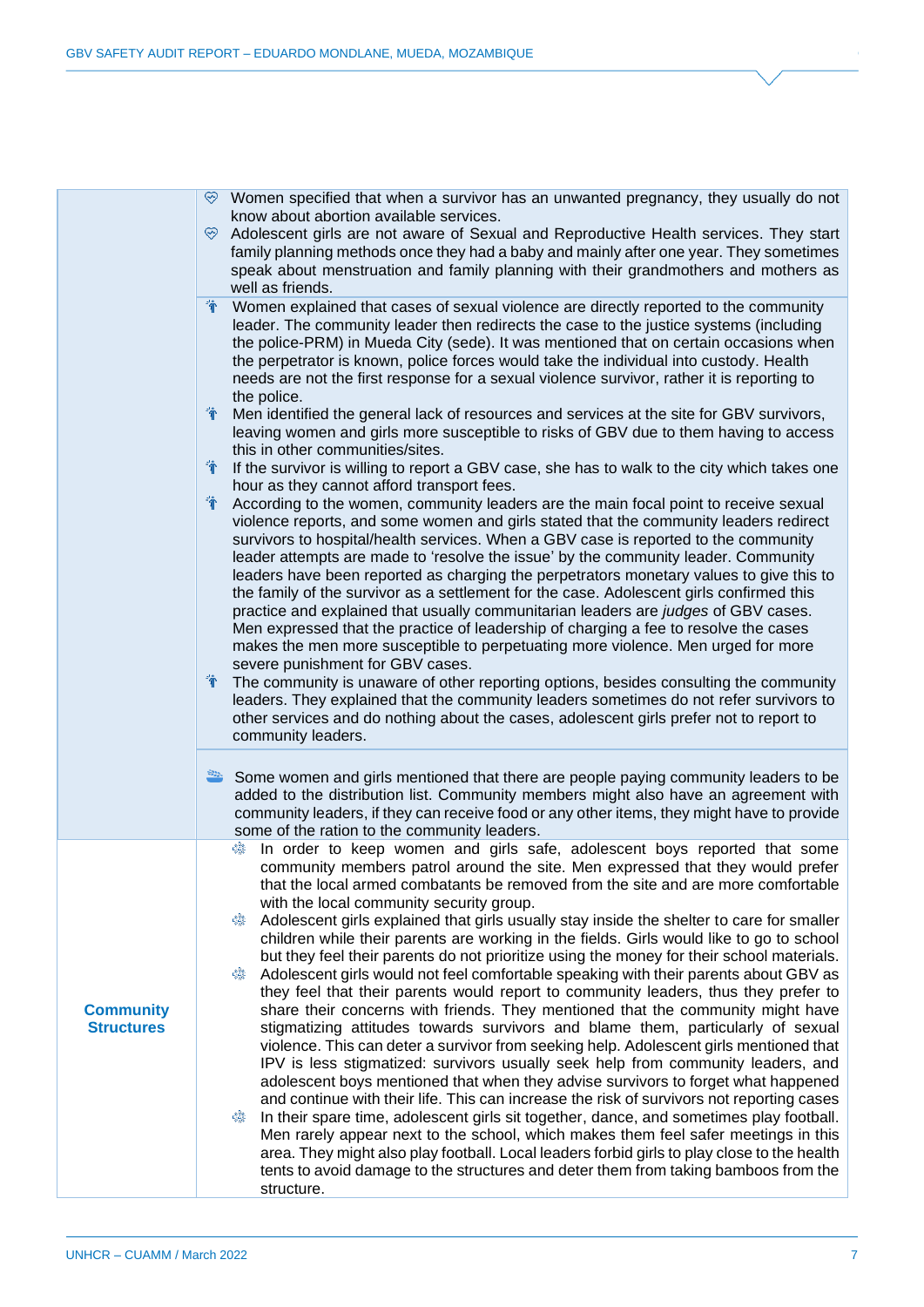| | |
|---|---|
| | - Women specified that when a survivor has an unwanted pregnancy, they usually do not know about abortion available services.<br>- Adolescent girls are not aware of Sexual and Reproductive Health services. They start family planning methods once they had a baby and mainly after one year. They sometimes speak about menstruation and family planning with their grandmothers and mothers as well as friends. |
| | - Women explained that cases of sexual violence are directly reported to the community leader. The community leader then redirects the case to the justice systems (including the police-PRM) in Mueda City (sede). It was mentioned that on certain occasions when the perpetrator is known, police forces would take the individual into custody. Health needs are not the first response for a sexual violence survivor, rather it is reporting to the police.<br>- Men identified the general lack of resources and services at the site for GBV survivors, leaving women and girls more susceptible to risks of GBV due to them having to access this in other communities/sites.<br>- If the survivor is willing to report a GBV case, she has to walk to the city which takes one hour as they cannot afford transport fees.<br>- According to the women, community leaders are the main focal point to receive sexual violence reports, and some women and girls stated that the community leaders redirect survivors to hospital/health services. When a GBV case is reported to the community leader attempts are made to 'resolve the issue' by the community leader. Community leaders have been reported as charging the perpetrators monetary values to give this to the family of the survivor as a settlement for the case. Adolescent girls confirmed this practice and explained that usually communitarian leaders are *judges* of GBV cases. Men expressed that the practice of leadership of charging a fee to resolve the cases makes the men more susceptible to perpetuating more violence. Men urged for more severe punishment for GBV cases.<br>- The community is unaware of other reporting options, besides consulting the community leaders. They explained that the community leaders sometimes do not refer survivors to other services and do nothing about the cases, adolescent girls prefer not to report to community leaders. |
| | - Some women and girls mentioned that there are people paying community leaders to be added to the distribution list. Community members might also have an agreement with community leaders, if they can receive food or any other items, they might have to provide some of the ration to the community leaders. |
| **Community Structures** | - In order to keep women and girls safe, adolescent boys reported that some community members patrol around the site. Men expressed that they would prefer that the local armed combatants be removed from the site and are more comfortable with the local community security group.<br>- Adolescent girls explained that girls usually stay inside the shelter to care for smaller children while their parents are working in the fields. Girls would like to go to school but they feel their parents do not prioritize using the money for their school materials.<br>- Adolescent girls would not feel comfortable speaking with their parents about GBV as they feel that their parents would report to community leaders, thus they prefer to share their concerns with friends. They mentioned that the community might have stigmatizing attitudes towards survivors and blame them, particularly of sexual violence. This can deter a survivor from seeking help. Adolescent girls mentioned that IPV is less stigmatized: survivors usually seek help from community leaders, and adolescent boys mentioned that when they advise survivors to forget what happened and continue with their life. This can increase the risk of survivors not reporting cases<br>- In their spare time, adolescent girls sit together, dance, and sometimes play football. Men rarely appear next to the school, which makes them feel safer meetings in this area. They might also play football. Local leaders forbid girls to play close to the health tents to avoid damage to the structures and deter them from taking bamboos from the structure. |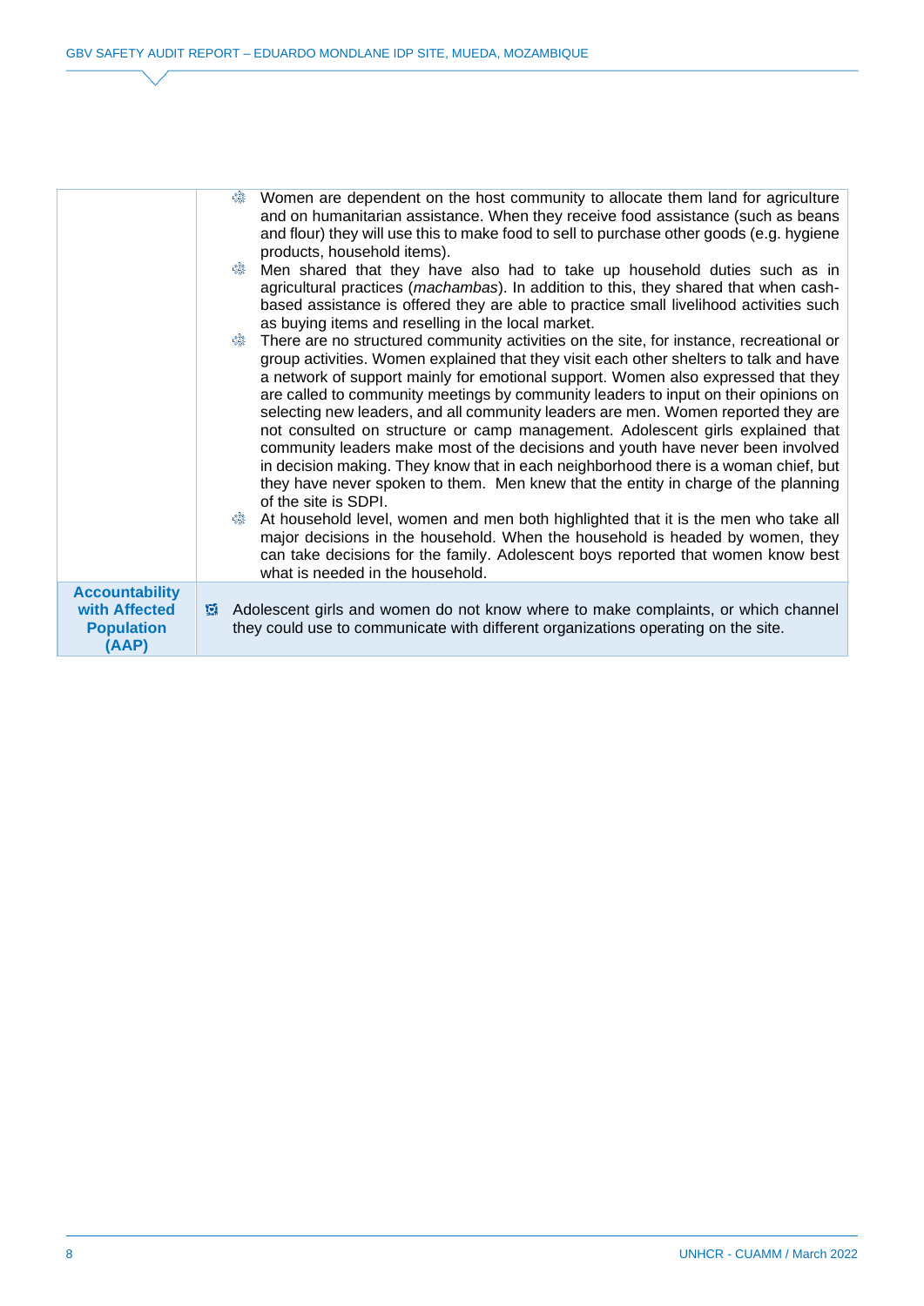| | |
|---|---|
| | - Women are dependent on the host community to allocate them land for agriculture and on humanitarian assistance. When they receive food assistance (such as beans and flour) they will use this to make food to sell to purchase other goods (e.g. hygiene products, household items).<br>- Men shared that they have also had to take up household duties such as in agricultural practices (*machambas*). In addition to this, they shared that when cash-based assistance is offered they are able to practice small livelihood activities such as buying items and reselling in the local market.<br>- There are no structured community activities on the site, for instance, recreational or group activities. Women explained that they visit each other shelters to talk and have a network of support mainly for emotional support. Women also expressed that they are called to community meetings by community leaders to input on their opinions on selecting new leaders, and all community leaders are men. Women reported they are not consulted on structure or camp management. Adolescent girls explained that community leaders make most of the decisions and youth have never been involved in decision making. They know that in each neighborhood there is a woman chief, but they have never spoken to them. Men knew that the entity in charge of the planning of the site is SDPI.<br>- At household level, women and men both highlighted that it is the men who take all major decisions in the household. When the household is headed by women, they can take decisions for the family. Adolescent boys reported that women know best what is needed in the household. |
| **Accountability with Affected Population (AAP)** | - Adolescent girls and women do not know where to make complaints, or which channel they could use to communicate with different organizations operating on the site. |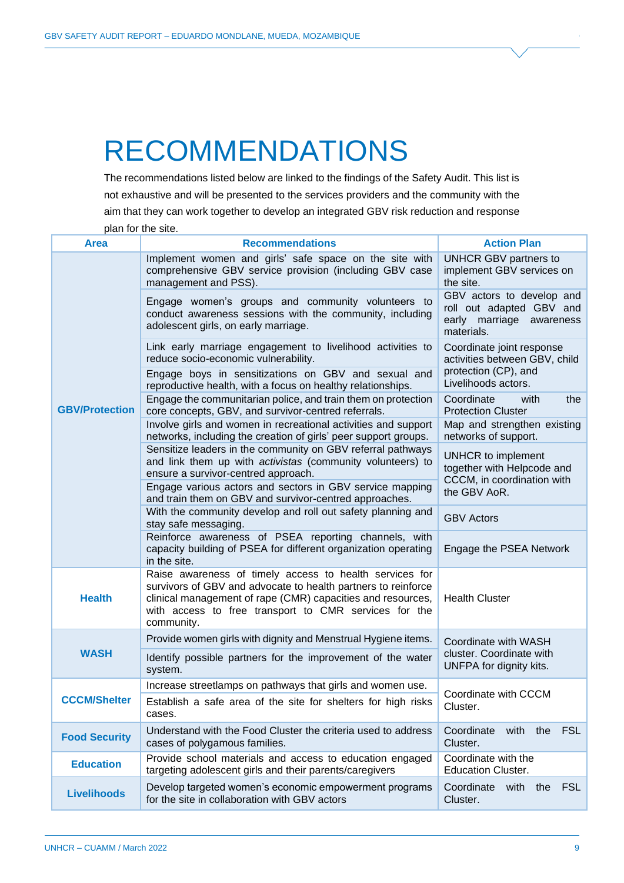# RECOMMENDATIONS

The recommendations listed below are linked to the findings of the Safety Audit. This list is not exhaustive and will be presented to the services providers and the community with the aim that they can work together to develop an integrated GBV risk reduction and response plan for the site.

| Area | Recommendations | Action Plan |
|---|---|---|
| **GBV/Protection** | Implement women and girls' safe space on the site with comprehensive GBV service provision (including GBV case management and PSS). | UNHCR GBV partners to implement GBV services on the site. |
| | Engage women's groups and community volunteers to conduct awareness sessions with the community, including adolescent girls, on early marriage. | GBV actors to develop and roll out adapted GBV and early marriage awareness materials. |
| | Link early marriage engagement to livelihood activities to reduce socio-economic vulnerability. | Coordinate joint response activities between GBV, child protection (CP), and Livelihoods actors. |
| | Engage boys in sensitizations on GBV and sexual and reproductive health, with a focus on healthy relationships. | |
| | Engage the communitarian police, and train them on protection core concepts, GBV, and survivor-centred referrals. | Coordinate with the Protection Cluster |
| | Involve girls and women in recreational activities and support networks, including the creation of girls' peer support groups. | Map and strengthen existing networks of support. |
| | Sensitize leaders in the community on GBV referral pathways and link them up with *activistas* (community volunteers) to ensure a survivor-centred approach. | UNHCR to implement together with Helpcode and CCCM, in coordination with the GBV AoR. |
| | Engage various actors and sectors in GBV service mapping and train them on GBV and survivor-centred approaches. | |
| | With the community develop and roll out safety planning and stay safe messaging. | GBV Actors |
| | Reinforce awareness of PSEA reporting channels, with capacity building of PSEA for different organization operating in the site. | Engage the PSEA Network |
| **Health** | Raise awareness of timely access to health services for survivors of GBV and advocate to health partners to reinforce clinical management of rape (CMR) capacities and resources, with access to free transport to CMR services for the community. | Health Cluster |
| **WASH** | Provide women girls with dignity and Menstrual Hygiene items. | Coordinate with WASH cluster. Coordinate with UNFPA for dignity kits. |
| | Identify possible partners for the improvement of the water system. | |
| **CCCM/Shelter** | Increase streetlamps on pathways that girls and women use. | Coordinate with CCCM Cluster. |
| | Establish a safe area of the site for shelters for high risks cases. | |
| **Food Security** | Understand with the Food Cluster the criteria used to address cases of polygamous families. | Coordinate with the FSL Cluster. |
| **Education** | Provide school materials and access to education engaged targeting adolescent girls and their parents/caregivers | Coordinate with the Education Cluster. |
| **Livelihoods** | Develop targeted women's economic empowerment programs for the site in collaboration with GBV actors | Coordinate with the FSL Cluster. |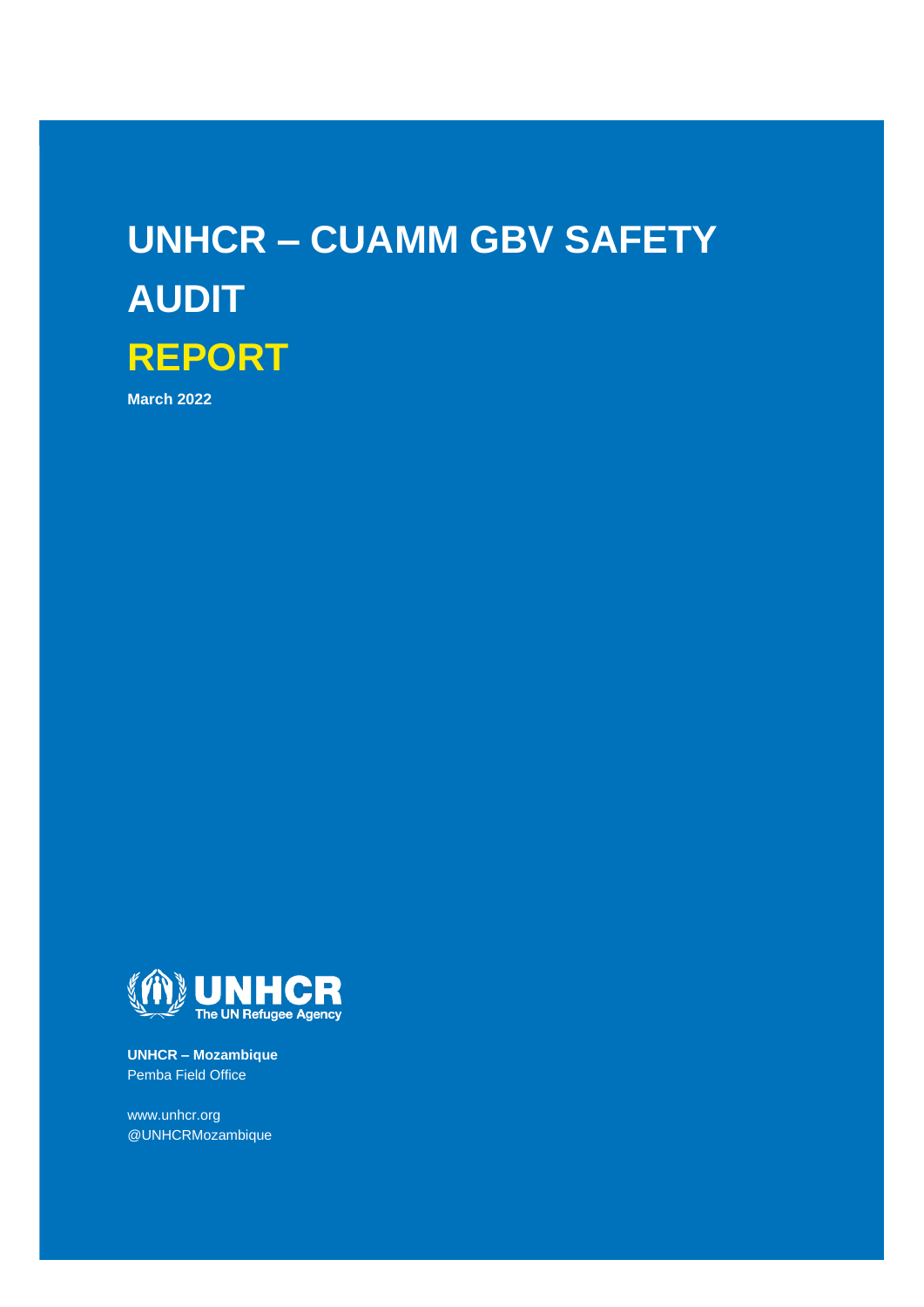# UNHCR – CUAMM GBV SAFETY AUDIT

# REPORT

**March 2022**

**UNHCR – Mozambique**
Pemba Field Office

www.unhcr.org
@UNHCRMozambique